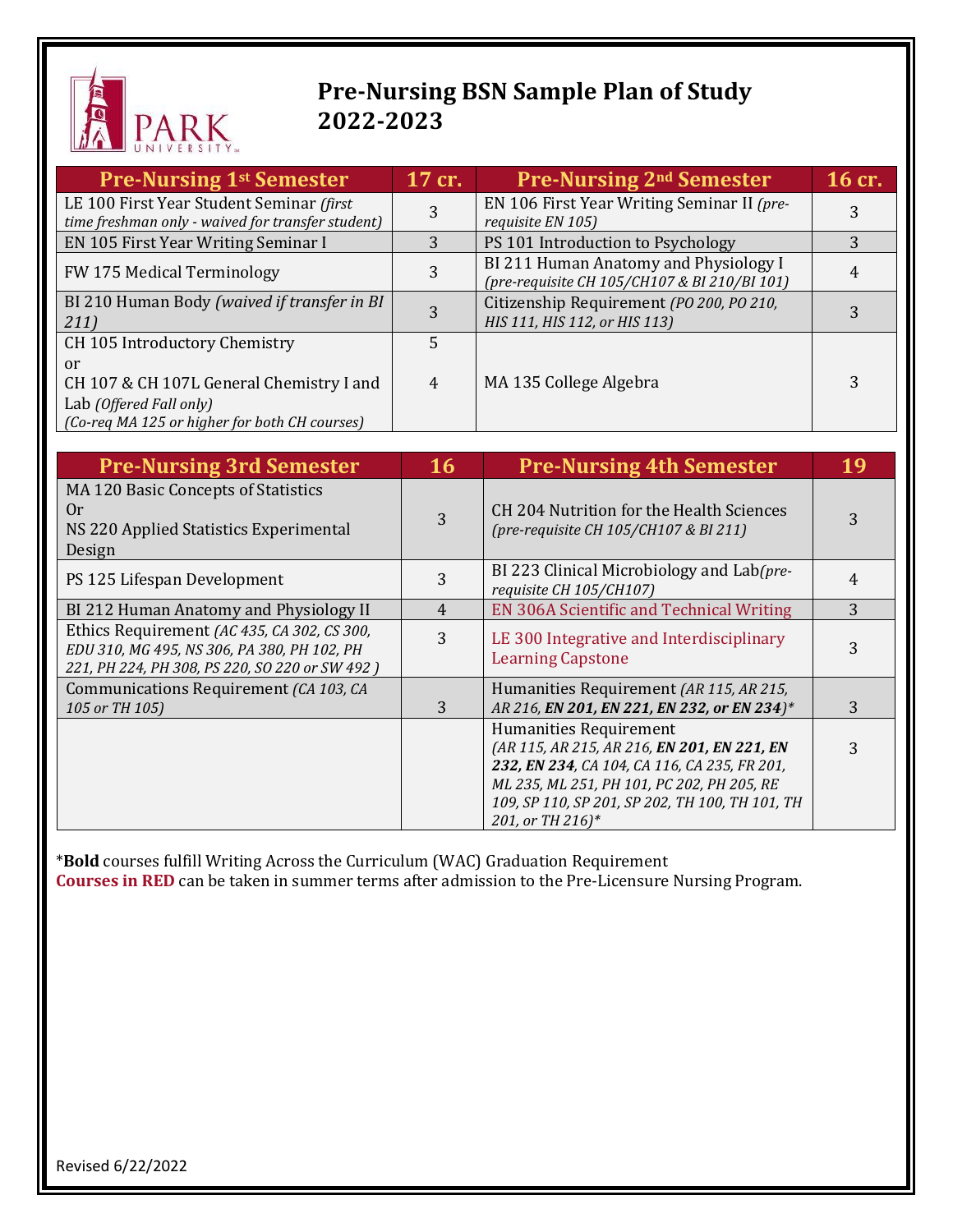# Pre-Nursing BSN Sample Plan of Study 2022-2023

| Pre-Nursing 1st Semester | 17 cr. | Pre-Nursing 2nd Semester | 16 cr. |
|---|---|---|---|
| LE 100 First Year Student Seminar *(first time freshman only - waived for transfer student)* | 3 | EN 106 First Year Writing Seminar II *(pre-requisite EN 105)* | 3 |
| EN 105 First Year Writing Seminar I | 3 | PS 101 Introduction to Psychology | 3 |
| FW 175 Medical Terminology | 3 | BI 211 Human Anatomy and Physiology I *(pre-requisite CH 105/CH107 & BI 210/BI 101)* | 4 |
| BI 210 Human Body *(waived if transfer in BI 211)* | 3 | Citizenship Requirement *(PO 200, PO 210, HIS 111, HIS 112, or HIS 113)* | 3 |
| CH 105 Introductory Chemistry or CH 107 & CH 107L General Chemistry I and Lab *(Offered Fall only)* *(Co-req MA 125 or higher for both CH courses)* | 5 or 4 | MA 135 College Algebra | 3 |

| Pre-Nursing 3rd Semester | 16 | Pre-Nursing 4th Semester | 19 |
|---|---|---|---|
| MA 120 Basic Concepts of Statistics Or NS 220 Applied Statistics Experimental Design | 3 | CH 204 Nutrition for the Health Sciences *(pre-requisite CH 105/CH107 & BI 211)* | 3 |
| PS 125 Lifespan Development | 3 | BI 223 Clinical Microbiology and Lab *(pre-requisite CH 105/CH107)* | 4 |
| BI 212 Human Anatomy and Physiology II | 4 | EN 306A Scientific and Technical Writing | 3 |
| Ethics Requirement *(AC 435, CA 302, CS 300, EDU 310, MG 495, NS 306, PA 380, PH 102, PH 221, PH 224, PH 308, PS 220, SO 220 or SW 492 )* | 3 | LE 300 Integrative and Interdisciplinary Learning Capstone | 3 |
| Communications Requirement *(CA 103, CA 105 or TH 105)* | 3 | Humanities Requirement *(AR 115, AR 215, AR 216, **EN 201, EN 221, EN 232, or EN 234**)** | 3 |
| | | Humanities Requirement *(AR 115, AR 215, AR 216, **EN 201, EN 221, EN 232, EN 234**, CA 104, CA 116, CA 235, FR 201, ML 235, ML 251, PH 101, PC 202, PH 205, RE 109, SP 110, SP 201, SP 202, TH 100, TH 101, TH 201, or TH 216)** | 3 |

\***Bold** courses fulfill Writing Across the Curriculum (WAC) Graduation Requirement

**Courses in RED** can be taken in summer terms after admission to the Pre-Licensure Nursing Program.

Revised 6/22/2022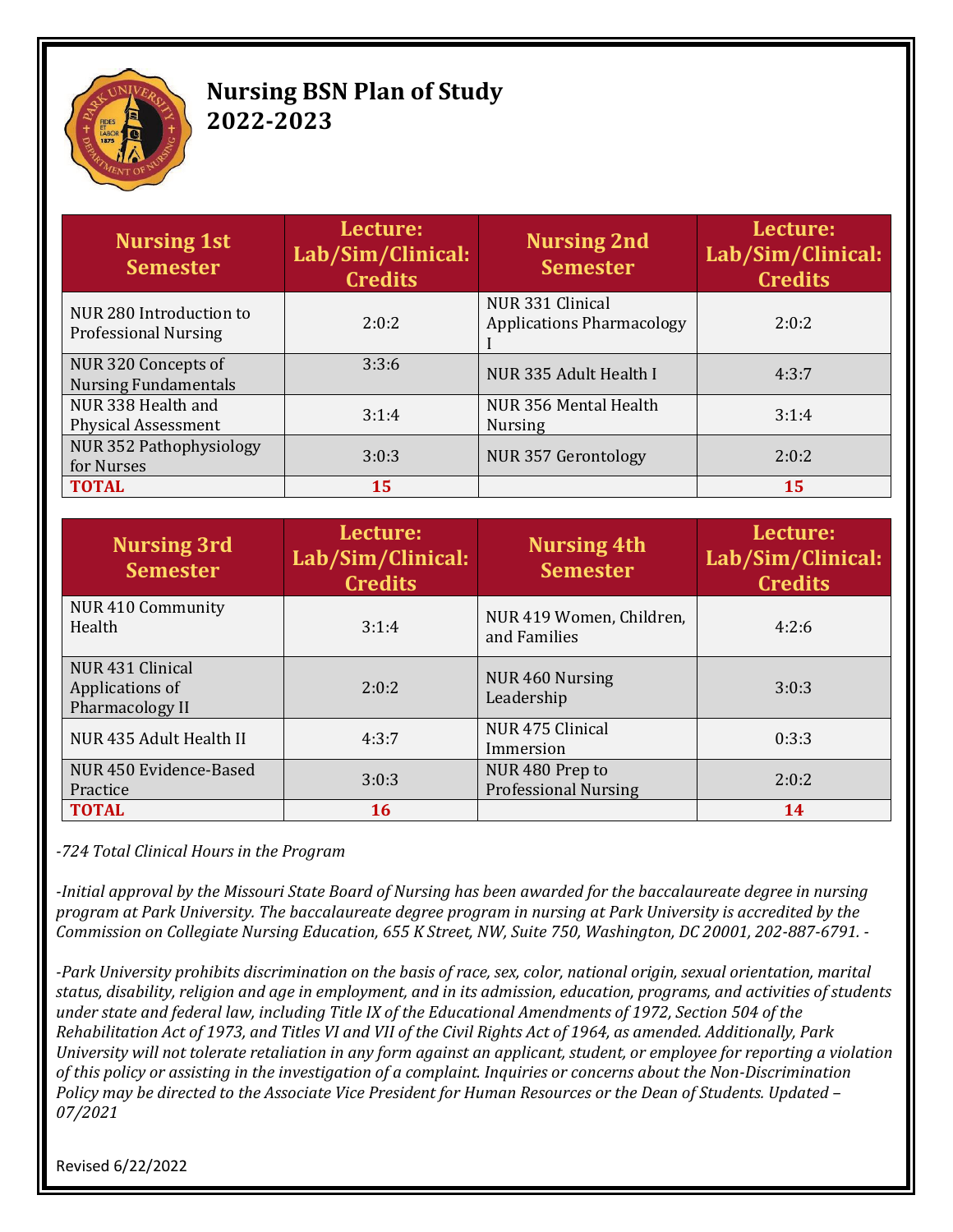# Nursing BSN Plan of Study 2022-2023

| Nursing 1st Semester | Lecture: Lab/Sim/Clinical: Credits | Nursing 2nd Semester | Lecture: Lab/Sim/Clinical: Credits |
|---|---|---|---|
| NUR 280 Introduction to Professional Nursing | 2:0:2 | NUR 331 Clinical Applications Pharmacology I | 2:0:2 |
| NUR 320 Concepts of Nursing Fundamentals | 3:3:6 | NUR 335 Adult Health I | 4:3:7 |
| NUR 338 Health and Physical Assessment | 3:1:4 | NUR 356 Mental Health Nursing | 3:1:4 |
| NUR 352 Pathophysiology for Nurses | 3:0:3 | NUR 357 Gerontology | 2:0:2 |
| **TOTAL** | **15** | | **15** |

| Nursing 3rd Semester | Lecture: Lab/Sim/Clinical: Credits | Nursing 4th Semester | Lecture: Lab/Sim/Clinical: Credits |
|---|---|---|---|
| NUR 410 Community Health | 3:1:4 | NUR 419 Women, Children, and Families | 4:2:6 |
| NUR 431 Clinical Applications of Pharmacology II | 2:0:2 | NUR 460 Nursing Leadership | 3:0:3 |
| NUR 435 Adult Health II | 4:3:7 | NUR 475 Clinical Immersion | 0:3:3 |
| NUR 450 Evidence-Based Practice | 3:0:3 | NUR 480 Prep to Professional Nursing | 2:0:2 |
| **TOTAL** | **16** | | **14** |

*-724 Total Clinical Hours in the Program*

*-Initial approval by the Missouri State Board of Nursing has been awarded for the baccalaureate degree in nursing program at Park University. The baccalaureate degree program in nursing at Park University is accredited by the Commission on Collegiate Nursing Education, 655 K Street, NW, Suite 750, Washington, DC 20001, 202-887-6791. -*

*-Park University prohibits discrimination on the basis of race, sex, color, national origin, sexual orientation, marital status, disability, religion and age in employment, and in its admission, education, programs, and activities of students under state and federal law, including Title IX of the Educational Amendments of 1972, Section 504 of the Rehabilitation Act of 1973, and Titles VI and VII of the Civil Rights Act of 1964, as amended. Additionally, Park University will not tolerate retaliation in any form against an applicant, student, or employee for reporting a violation of this policy or assisting in the investigation of a complaint. Inquiries or concerns about the Non-Discrimination Policy may be directed to the Associate Vice President for Human Resources or the Dean of Students. Updated – 07/2021*

Revised 6/22/2022